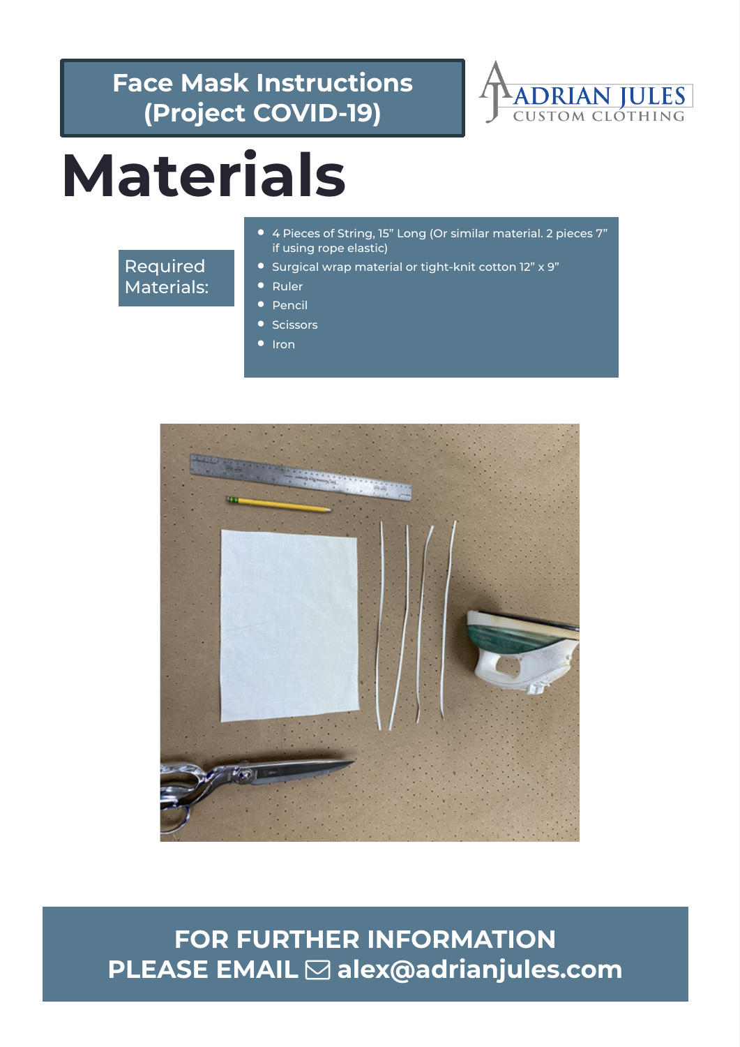# Face Mask Instructions (Project COVID-19)

ADRIAN JULES
CUSTOM CLOTHING

# Materials

**Required Materials:**

- 4 Pieces of String, 15” Long (Or similar material. 2 pieces 7” if using rope elastic)
- Surgical wrap material or tight-knit cotton 12” x 9”
- Ruler
- Pencil
- Scissors
- Iron

**FOR FURTHER INFORMATION PLEASE EMAIL alex@adrianjules.com**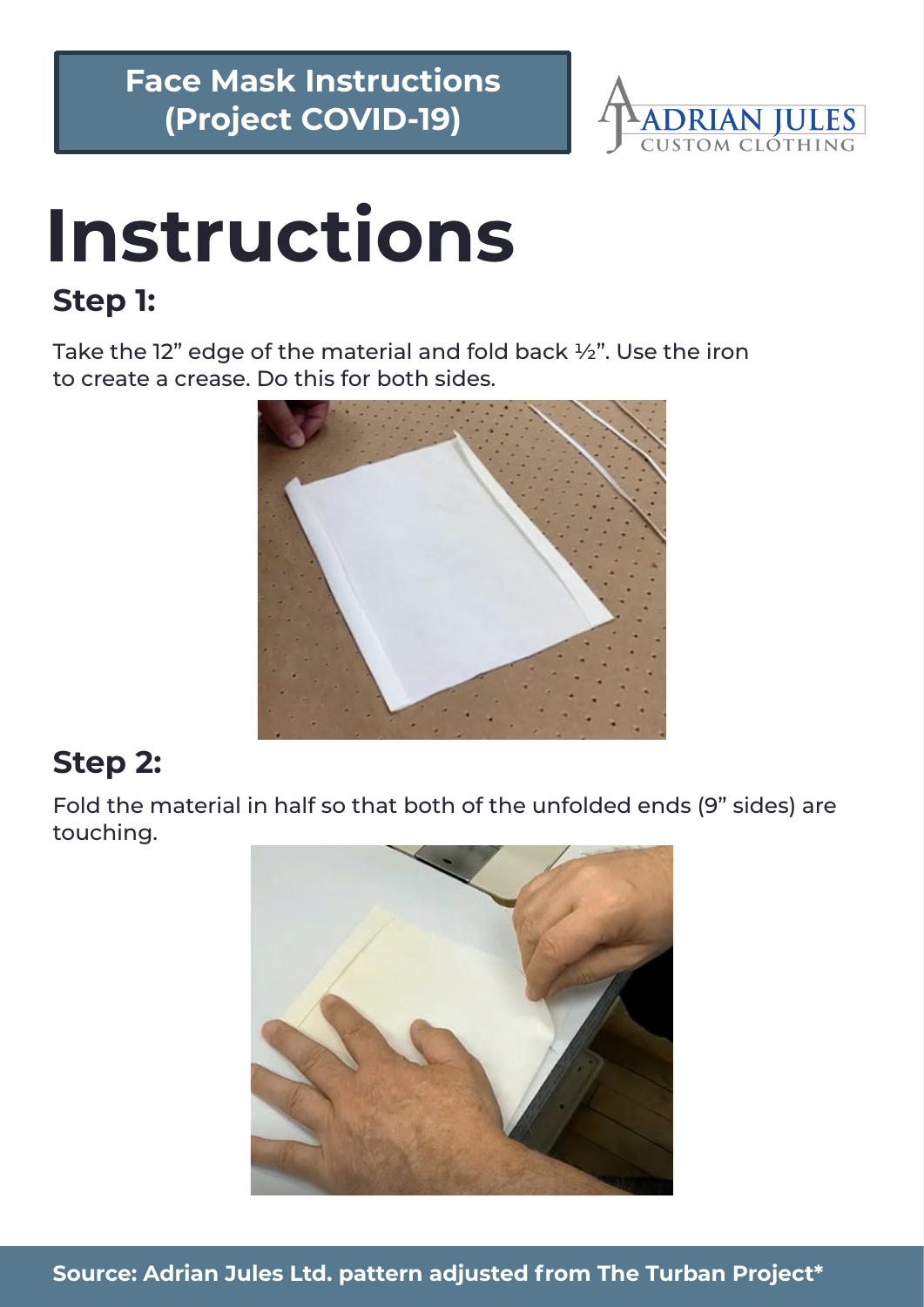Face Mask Instructions (Project COVID-19)

# Instructions

## Step 1:

Take the 12” edge of the material and fold back ½”. Use the iron to create a crease. Do this for both sides.

## Step 2:

Fold the material in half so that both of the unfolded ends (9” sides) are touching.

**Source: Adrian Jules Ltd. pattern adjusted from The Turban Project***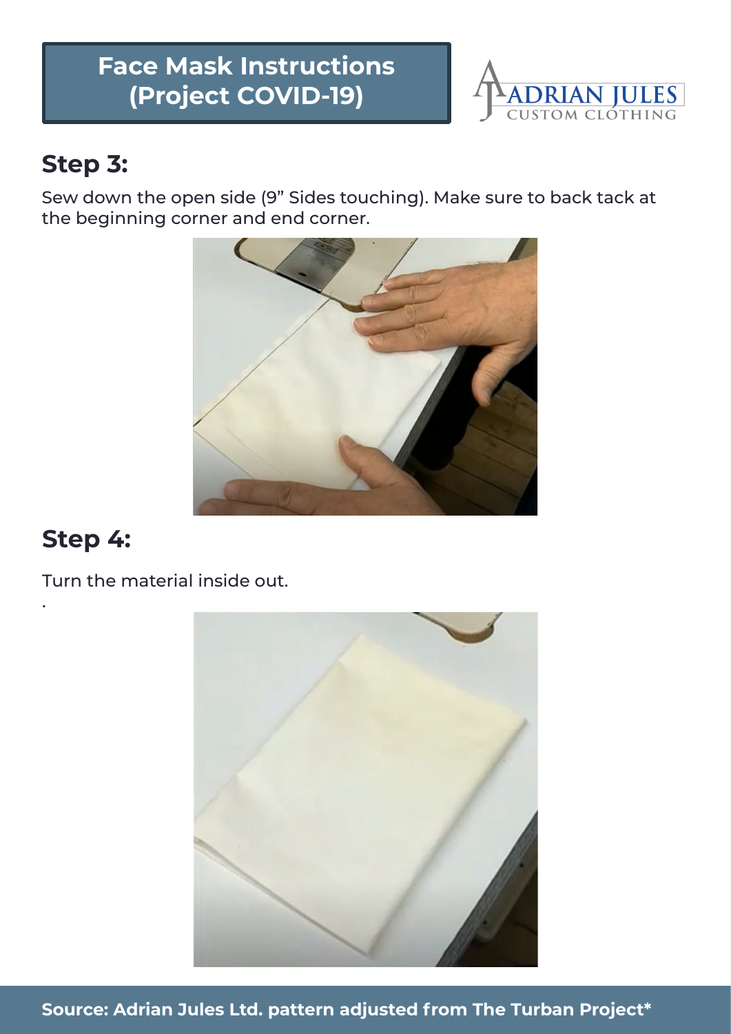## Step 3:

Sew down the open side (9” Sides touching). Make sure to back tack at the beginning corner and end corner.

## Step 4:

Turn the material inside out.

.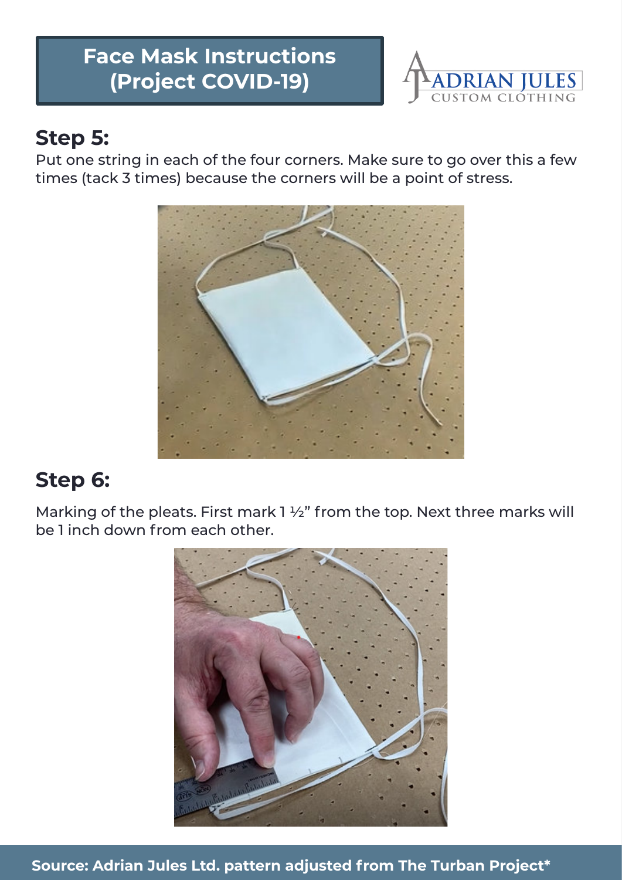# Face Mask Instructions (Project COVID-19)

## Step 5:

Put one string in each of the four corners. Make sure to go over this a few times (tack 3 times) because the corners will be a point of stress.

## Step 6:

Marking of the pleats. First mark 1 ½" from the top. Next three marks will be 1 inch down from each other.

**Source: Adrian Jules Ltd. pattern adjusted from The Turban Project***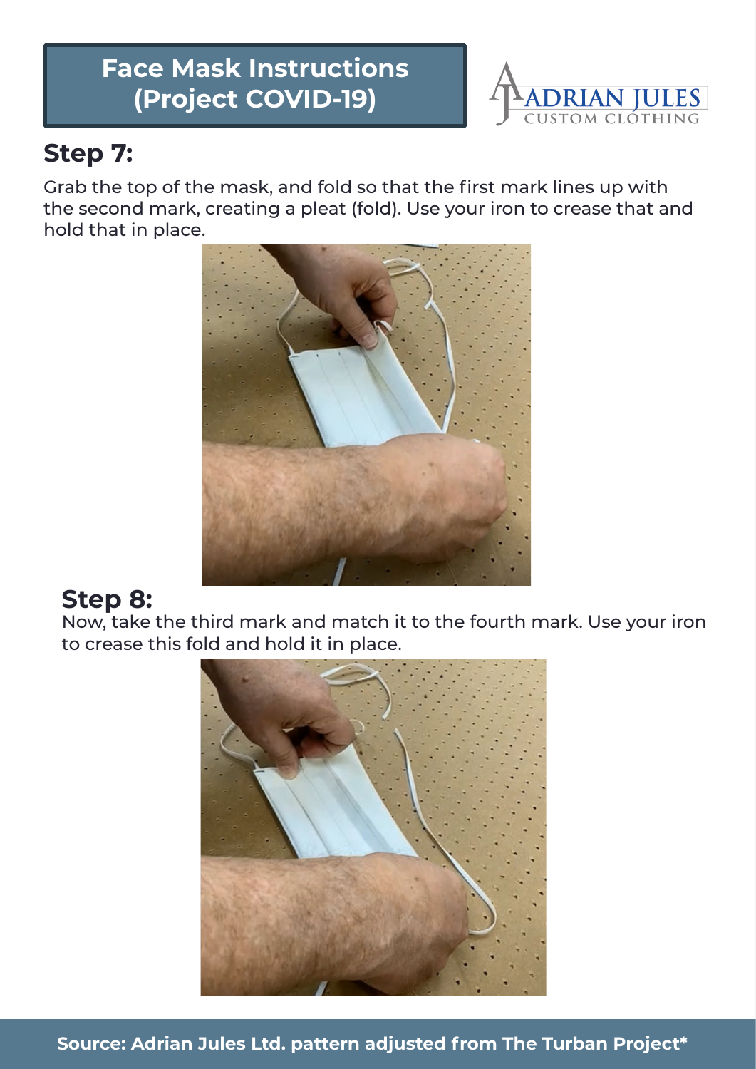# Face Mask Instructions (Project COVID-19)

## Step 7:

Grab the top of the mask, and fold so that the first mark lines up with the second mark, creating a pleat (fold). Use your iron to crease that and hold that in place.

## Step 8:

Now, take the third mark and match it to the fourth mark. Use your iron to crease this fold and hold it in place.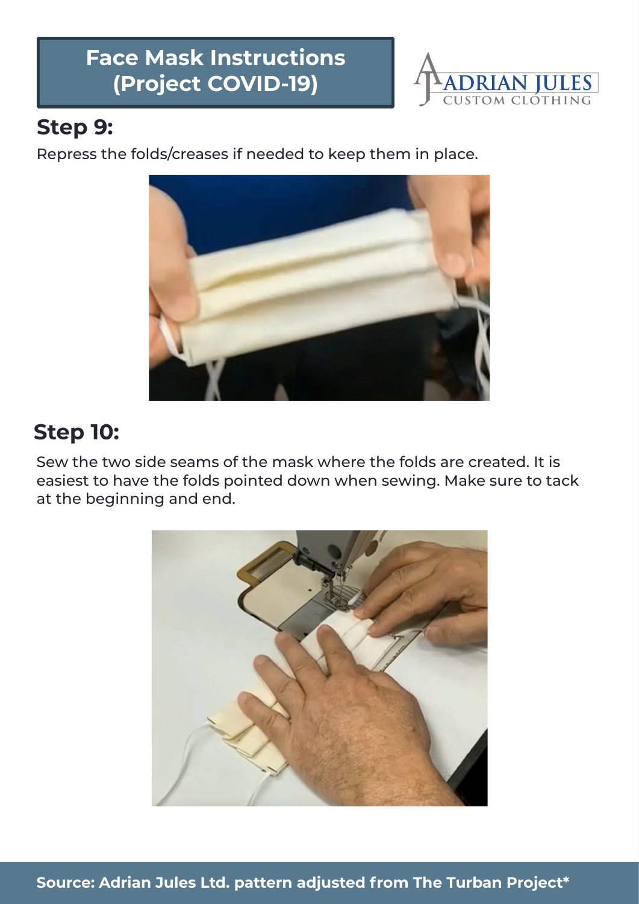# Face Mask Instructions (Project COVID-19)

ADRIAN JULES
CUSTOM CLOTHING

## Step 9:

Repress the folds/creases if needed to keep them in place.

## Step 10:

Sew the two side seams of the mask where the folds are created. It is easiest to have the folds pointed down when sewing. Make sure to tack at the beginning and end.

**Source: Adrian Jules Ltd. pattern adjusted from The Turban Project***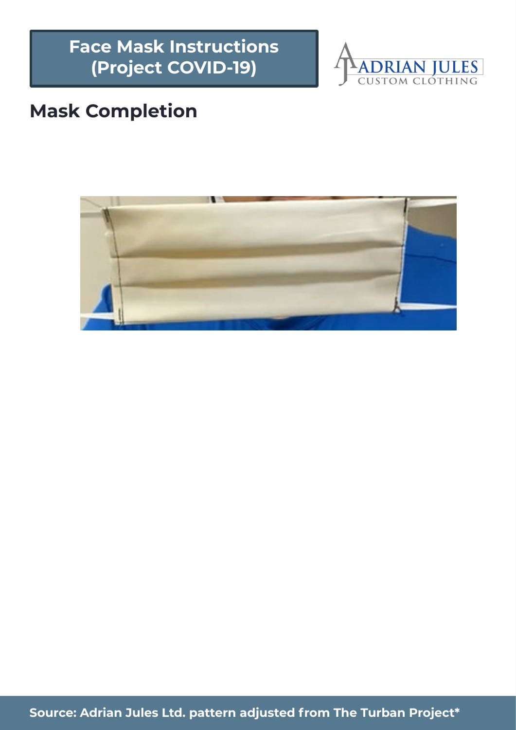Face Mask Instructions (Project COVID-19)

## Mask Completion

Source: Adrian Jules Ltd. pattern adjusted from The Turban Project*